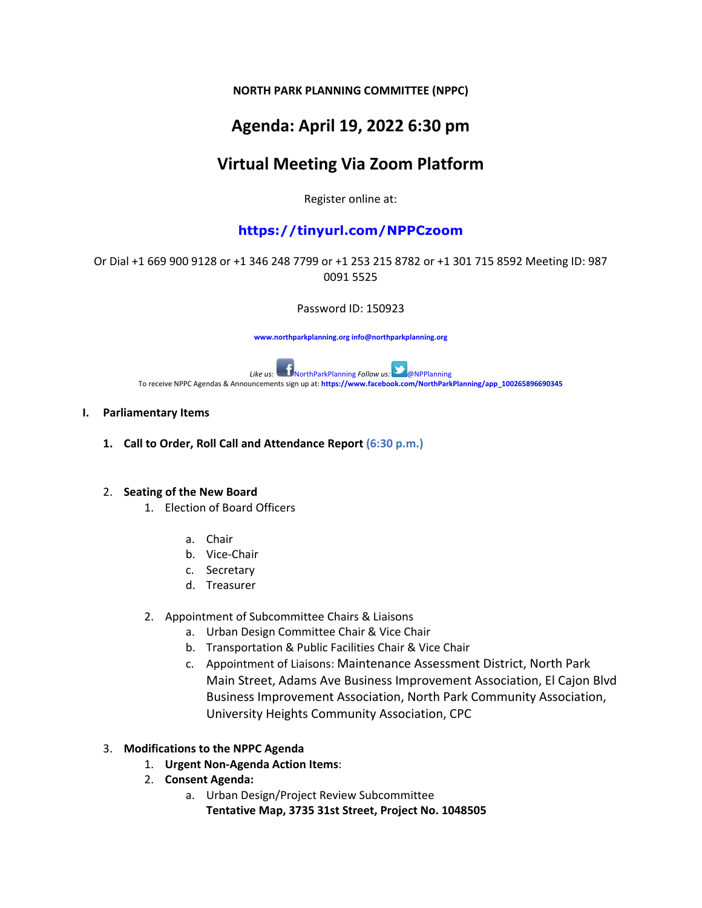**NORTH PARK PLANNING COMMITTEE (NPPC)**

# Agenda: April 19, 2022 6:30 pm

# Virtual Meeting Via Zoom Platform

Register online at:

**https://tinyurl.com/NPPCzoom**

Or Dial +1 669 900 9128 or +1 346 248 7799 or +1 253 215 8782 or +1 301 715 8592 Meeting ID: 987 0091 5525

Password ID: 150923

**www.northparkplanning.org info@northparkplanning.org**

*Like us:* NorthParkPlanning *Follow us:* @NPPlanning
To receive NPPC Agendas & Announcements sign up at: **https://www.facebook.com/NorthParkPlanning/app_100265896690345**

## I. Parliamentary Items

1. **Call to Order, Roll Call and Attendance Report (6:30 p.m.)**

2. **Seating of the New Board**
   1. Election of Board Officers
      a. Chair
      b. Vice-Chair
      c. Secretary
      d. Treasurer
   2. Appointment of Subcommittee Chairs & Liaisons
      a. Urban Design Committee Chair & Vice Chair
      b. Transportation & Public Facilities Chair & Vice Chair
      c. Appointment of Liaisons: Maintenance Assessment District, North Park Main Street, Adams Ave Business Improvement Association, El Cajon Blvd Business Improvement Association, North Park Community Association, University Heights Community Association, CPC

3. **Modifications to the NPPC Agenda**
   1. **Urgent Non-Agenda Action Items**:
   2. **Consent Agenda:**
      a. Urban Design/Project Review Subcommittee
      **Tentative Map, 3735 31st Street, Project No. 1048505**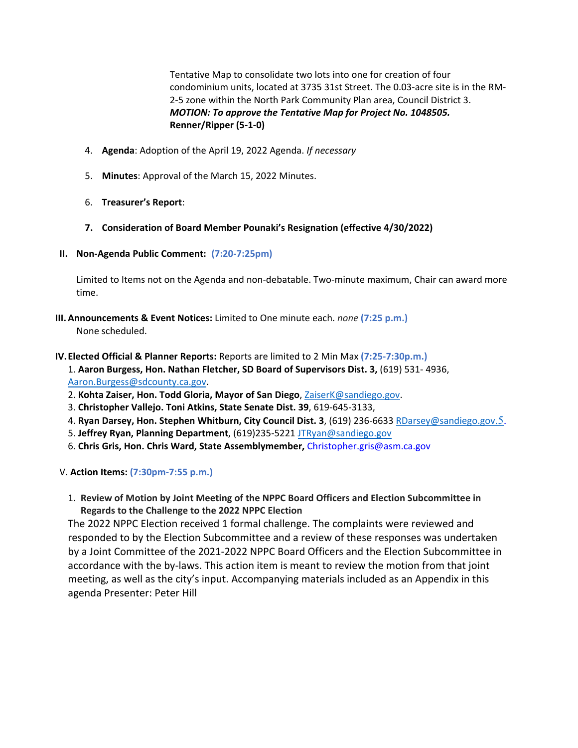Tentative Map to consolidate two lots into one for creation of four condominium units, located at 3735 31st Street. The 0.03-acre site is in the RM-2-5 zone within the North Park Community Plan area, Council District 3.
***MOTION: To approve the Tentative Map for Project No. 1048505.***
**Renner/Ripper (5-1-0)**

4. **Agenda**: Adoption of the April 19, 2022 Agenda. *If necessary*

5. **Minutes**: Approval of the March 15, 2022 Minutes.

6. **Treasurer's Report**:

7. **Consideration of Board Member Pounaki's Resignation (effective 4/30/2022)**

## II. Non-Agenda Public Comment: (7:20-7:25pm)

Limited to Items not on the Agenda and non-debatable. Two-minute maximum, Chair can award more time.

## III. Announcements & Event Notices: Limited to One minute each. *none* (7:25 p.m.)

None scheduled.

## IV. Elected Official & Planner Reports: Reports are limited to 2 Min Max (7:25-7:30p.m.)

1. **Aaron Burgess, Hon. Nathan Fletcher, SD Board of Supervisors Dist. 3,** (619) 531- 4936, Aaron.Burgess@sdcounty.ca.gov.
2. **Kohta Zaiser, Hon. Todd Gloria, Mayor of San Diego**, ZaiserK@sandiego.gov.
3. **Christopher Vallejo. Toni Atkins, State Senate Dist. 39**, 619-645-3133,
4. **Ryan Darsey, Hon. Stephen Whitburn, City Council Dist. 3**, (619) 236-6633 RDarsey@sandiego.gov.5.
5. **Jeffrey Ryan, Planning Department**, (619)235-5221 JTRyan@sandiego.gov
6. **Chris Gris, Hon. Chris Ward, State Assemblymember,** Christopher.gris@asm.ca.gov

## V. Action Items: (7:30pm-7:55 p.m.)

1. **Review of Motion by Joint Meeting of the NPPC Board Officers and Election Subcommittee in Regards to the Challenge to the 2022 NPPC Election**

The 2022 NPPC Election received 1 formal challenge. The complaints were reviewed and responded to by the Election Subcommittee and a review of these responses was undertaken by a Joint Committee of the 2021-2022 NPPC Board Officers and the Election Subcommittee in accordance with the by-laws. This action item is meant to review the motion from that joint meeting, as well as the city's input. Accompanying materials included as an Appendix in this agenda Presenter: Peter Hill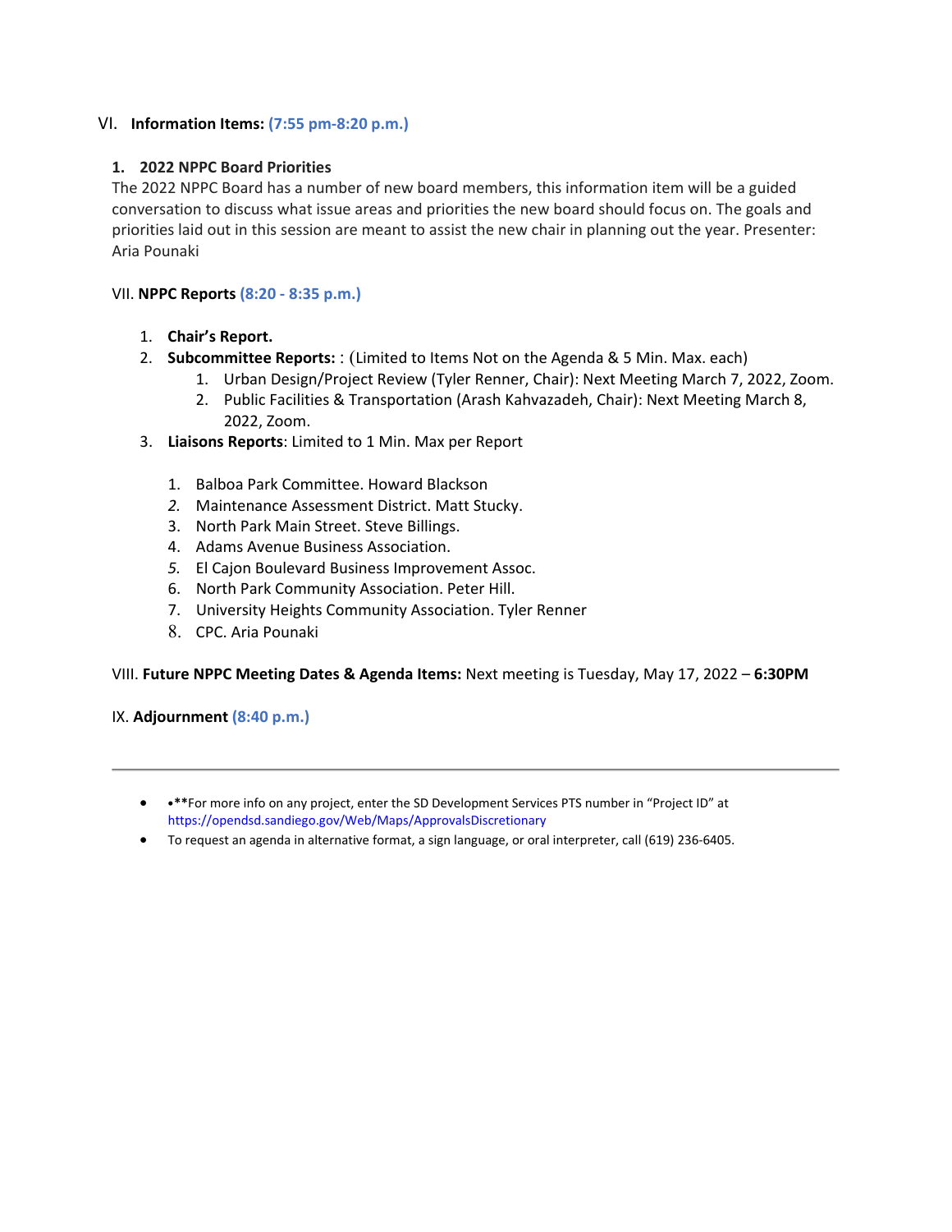## VI. **Information Items: (7:55 pm-8:20 p.m.)**

### 1. 2022 NPPC Board Priorities

The 2022 NPPC Board has a number of new board members, this information item will be a guided conversation to discuss what issue areas and priorities the new board should focus on. The goals and priorities laid out in this session are meant to assist the new chair in planning out the year. Presenter: Aria Pounaki

## VII. **NPPC Reports (8:20 - 8:35 p.m.)**

1. **Chair's Report.**
2. **Subcommittee Reports:** : (Limited to Items Not on the Agenda & 5 Min. Max. each)
   1. Urban Design/Project Review (Tyler Renner, Chair): Next Meeting March 7, 2022, Zoom.
   2. Public Facilities & Transportation (Arash Kahvazadeh, Chair): Next Meeting March 8, 2022, Zoom.
3. **Liaisons Reports**: Limited to 1 Min. Max per Report
   1. Balboa Park Committee. Howard Blackson
   2. Maintenance Assessment District. Matt Stucky.
   3. North Park Main Street. Steve Billings.
   4. Adams Avenue Business Association.
   5. El Cajon Boulevard Business Improvement Assoc.
   6. North Park Community Association. Peter Hill.
   7. University Heights Community Association. Tyler Renner
   8. CPC. Aria Pounaki

## VIII. **Future NPPC Meeting Dates & Agenda Items:** Next meeting is Tuesday, May 17, 2022 – **6:30PM**

## IX. **Adjournment (8:40 p.m.)**

---

- •**For more info on any project, enter the SD Development Services PTS number in "Project ID" at https://opendsd.sandiego.gov/Web/Maps/ApprovalsDiscretionary
- To request an agenda in alternative format, a sign language, or oral interpreter, call (619) 236-6405.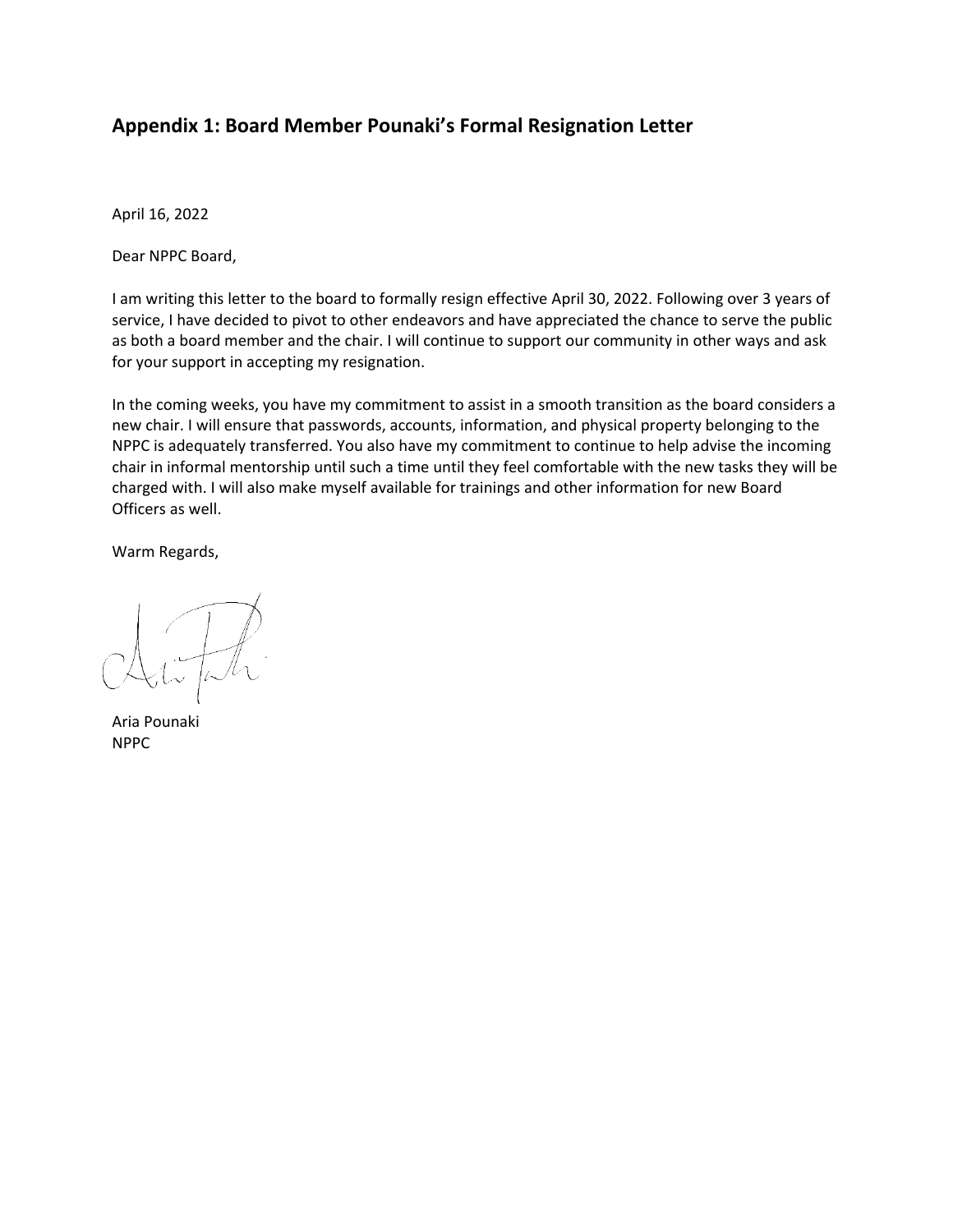## Appendix 1: Board Member Pounaki's Formal Resignation Letter

April 16, 2022

Dear NPPC Board,

I am writing this letter to the board to formally resign effective April 30, 2022. Following over 3 years of service, I have decided to pivot to other endeavors and have appreciated the chance to serve the public as both a board member and the chair. I will continue to support our community in other ways and ask for your support in accepting my resignation.

In the coming weeks, you have my commitment to assist in a smooth transition as the board considers a new chair. I will ensure that passwords, accounts, information, and physical property belonging to the NPPC is adequately transferred. You also have my commitment to continue to help advise the incoming chair in informal mentorship until such a time until they feel comfortable with the new tasks they will be charged with. I will also make myself available for trainings and other information for new Board Officers as well.

Warm Regards,

Aria Pounaki
NPPC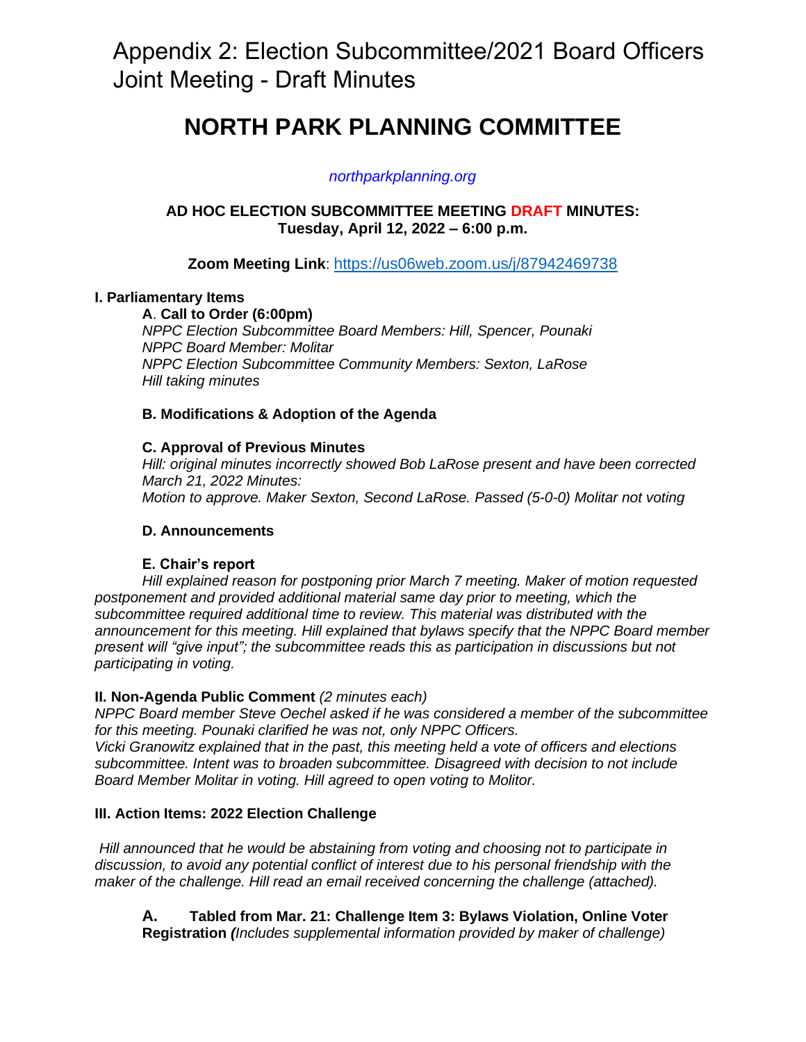# Appendix 2: Election Subcommittee/2021 Board Officers Joint Meeting - Draft Minutes

# NORTH PARK PLANNING COMMITTEE

*northparkplanning.org*

**AD HOC ELECTION SUBCOMMITTEE MEETING DRAFT MINUTES:**
**Tuesday, April 12, 2022 – 6:00 p.m.**

**Zoom Meeting Link**: https://us06web.zoom.us/j/87942469738

**I. Parliamentary Items**

**A**. **Call to Order (6:00pm)**
*NPPC Election Subcommittee Board Members: Hill, Spencer, Pounaki*
*NPPC Board Member: Molitar*
*NPPC Election Subcommittee Community Members: Sexton, LaRose*
*Hill taking minutes*

**B. Modifications & Adoption of the Agenda**

**C. Approval of Previous Minutes**
*Hill: original minutes incorrectly showed Bob LaRose present and have been corrected*
*March 21, 2022 Minutes:*
*Motion to approve. Maker Sexton, Second LaRose. Passed (5-0-0) Molitar not voting*

**D. Announcements**

**E. Chair's report**
*Hill explained reason for postponing prior March 7 meeting. Maker of motion requested postponement and provided additional material same day prior to meeting, which the subcommittee required additional time to review. This material was distributed with the announcement for this meeting. Hill explained that bylaws specify that the NPPC Board member present will "give input"; the subcommittee reads this as participation in discussions but not participating in voting.*

**II. Non-Agenda Public Comment** *(2 minutes each)*
*NPPC Board member Steve Oechel asked if he was considered a member of the subcommittee for this meeting. Pounaki clarified he was not, only NPPC Officers.*
*Vicki Granowitz explained that in the past, this meeting held a vote of officers and elections subcommittee. Intent was to broaden subcommittee. Disagreed with decision to not include Board Member Molitar in voting. Hill agreed to open voting to Molitor.*

**III. Action Items: 2022 Election Challenge**

*Hill announced that he would be abstaining from voting and choosing not to participate in discussion, to avoid any potential conflict of interest due to his personal friendship with the maker of the challenge. Hill read an email received concerning the challenge (attached).*

**A. Tabled from Mar. 21: Challenge Item 3: Bylaws Violation, Online Voter Registration** *(Includes supplemental information provided by maker of challenge)*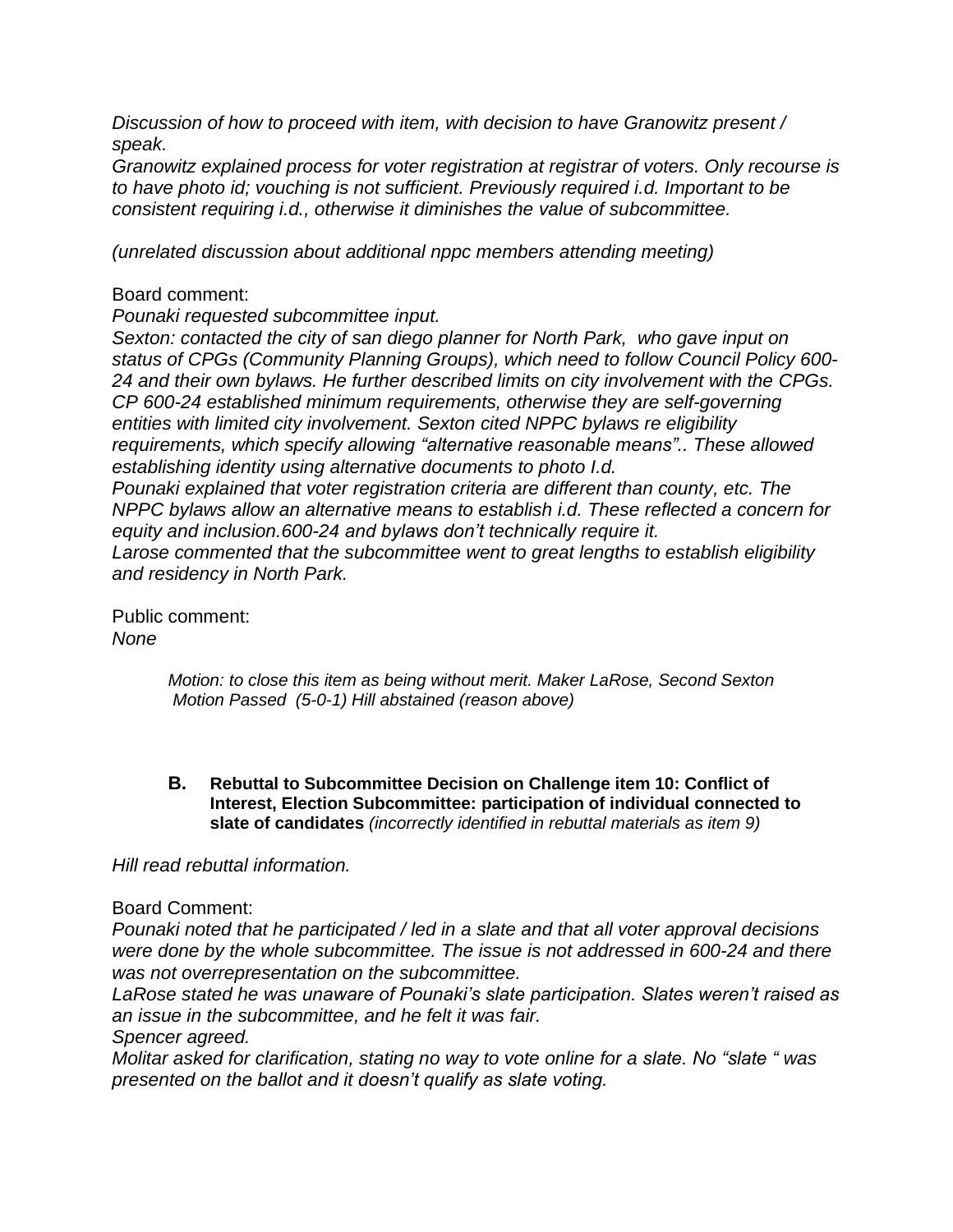*Discussion of how to proceed with item, with decision to have Granowitz present / speak.*

*Granowitz explained process for voter registration at registrar of voters. Only recourse is to have photo id; vouching is not sufficient. Previously required i.d. Important to be consistent requiring i.d., otherwise it diminishes the value of subcommittee.*

*(unrelated discussion about additional nppc members attending meeting)*

Board comment:

*Pounaki requested subcommittee input.*

*Sexton: contacted the city of san diego planner for North Park, who gave input on status of CPGs (Community Planning Groups), which need to follow Council Policy 600-24 and their own bylaws. He further described limits on city involvement with the CPGs. CP 600-24 established minimum requirements, otherwise they are self-governing entities with limited city involvement. Sexton cited NPPC bylaws re eligibility requirements, which specify allowing "alternative reasonable means".. These allowed establishing identity using alternative documents to photo I.d.*

*Pounaki explained that voter registration criteria are different than county, etc. The NPPC bylaws allow an alternative means to establish i.d. These reflected a concern for equity and inclusion.600-24 and bylaws don't technically require it.*

*Larose commented that the subcommittee went to great lengths to establish eligibility and residency in North Park.*

Public comment:

*None*

> *Motion: to close this item as being without merit. Maker LaRose, Second Sexton*
> *Motion Passed (5-0-1) Hill abstained (reason above)*

**B. Rebuttal to Subcommittee Decision on Challenge item 10: Conflict of Interest, Election Subcommittee: participation of individual connected to slate of candidates** *(incorrectly identified in rebuttal materials as item 9)*

*Hill read rebuttal information.*

Board Comment:

*Pounaki noted that he participated / led in a slate and that all voter approval decisions were done by the whole subcommittee. The issue is not addressed in 600-24 and there was not overrepresentation on the subcommittee.*

*LaRose stated he was unaware of Pounaki's slate participation. Slates weren't raised as an issue in the subcommittee, and he felt it was fair.*

*Spencer agreed.*

*Molitar asked for clarification, stating no way to vote online for a slate. No "slate " was presented on the ballot and it doesn't qualify as slate voting.*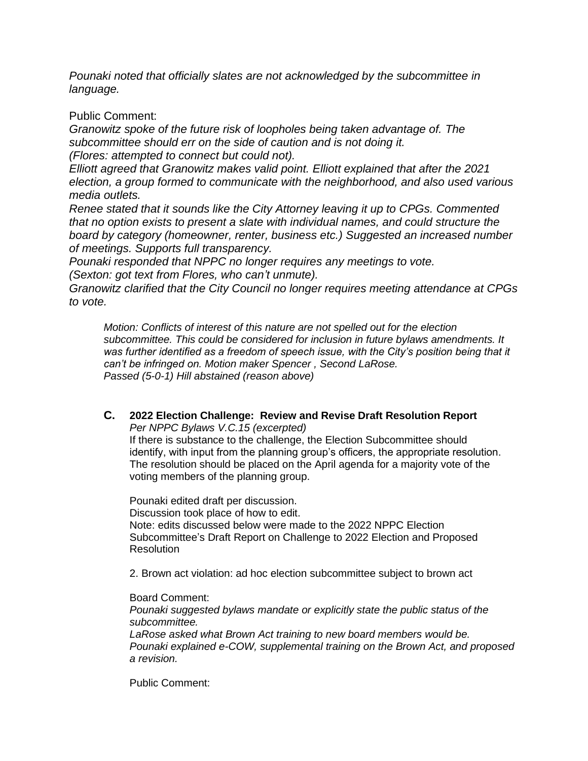*Pounaki noted that officially slates are not acknowledged by the subcommittee in language.*

Public Comment:

*Granowitz spoke of the future risk of loopholes being taken advantage of. The subcommittee should err on the side of caution and is not doing it.*
*(Flores: attempted to connect but could not).*
*Elliott agreed that Granowitz makes valid point. Elliott explained that after the 2021 election, a group formed to communicate with the neighborhood, and also used various media outlets.*
*Renee stated that it sounds like the City Attorney leaving it up to CPGs. Commented that no option exists to present a slate with individual names, and could structure the board by category (homeowner, renter, business etc.) Suggested an increased number of meetings. Supports full transparency.*
*Pounaki responded that NPPC no longer requires any meetings to vote.*
*(Sexton: got text from Flores, who can't unmute).*
*Granowitz clarified that the City Council no longer requires meeting attendance at CPGs to vote.*

> *Motion: Conflicts of interest of this nature are not spelled out for the election subcommittee. This could be considered for inclusion in future bylaws amendments. It was further identified as a freedom of speech issue, with the City's position being that it can't be infringed on. Motion maker Spencer , Second LaRose.*
> *Passed (5-0-1) Hill abstained (reason above)*

### C. 2022 Election Challenge: Review and Revise Draft Resolution Report

*Per NPPC Bylaws V.C.15 (excerpted)*

If there is substance to the challenge, the Election Subcommittee should identify, with input from the planning group's officers, the appropriate resolution. The resolution should be placed on the April agenda for a majority vote of the voting members of the planning group.

Pounaki edited draft per discussion.
Discussion took place of how to edit.
Note: edits discussed below were made to the 2022 NPPC Election Subcommittee's Draft Report on Challenge to 2022 Election and Proposed Resolution

2. Brown act violation: ad hoc election subcommittee subject to brown act

Board Comment:

*Pounaki suggested bylaws mandate or explicitly state the public status of the subcommittee.*
*LaRose asked what Brown Act training to new board members would be.*
*Pounaki explained e-COW, supplemental training on the Brown Act, and proposed a revision.*

Public Comment: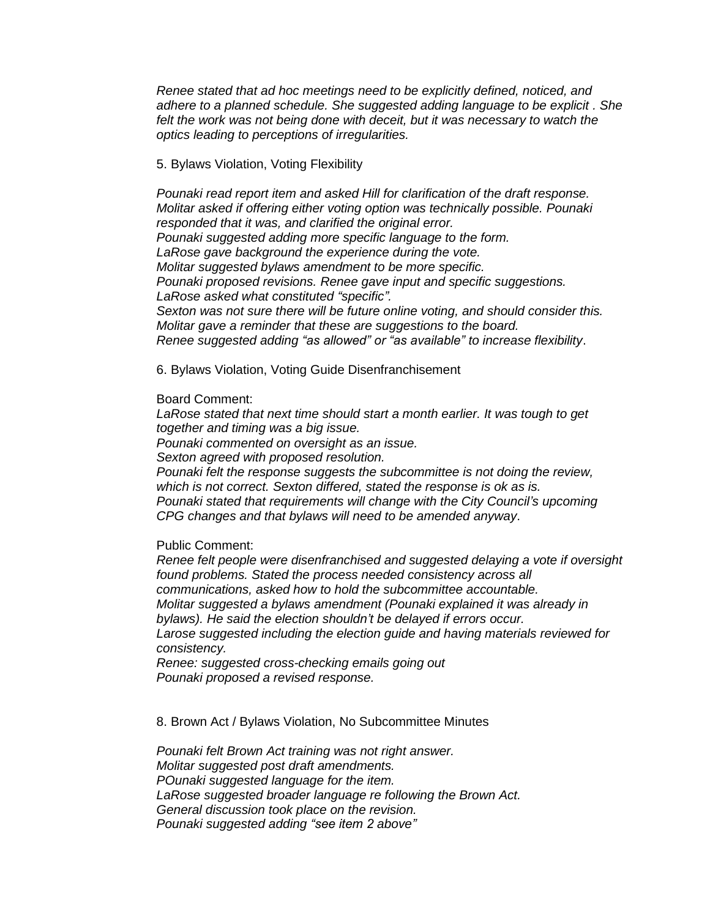*Renee stated that ad hoc meetings need to be explicitly defined, noticed, and adhere to a planned schedule. She suggested adding language to be explicit . She felt the work was not being done with deceit, but it was necessary to watch the optics leading to perceptions of irregularities.*

5. Bylaws Violation, Voting Flexibility

*Pounaki read report item and asked Hill for clarification of the draft response.*
*Molitar asked if offering either voting option was technically possible. Pounaki responded that it was, and clarified the original error.*
*Pounaki suggested adding more specific language to the form.*
*LaRose gave background the experience during the vote.*
*Molitar suggested bylaws amendment to be more specific.*
*Pounaki proposed revisions. Renee gave input and specific suggestions.*
*LaRose asked what constituted "specific".*
*Sexton was not sure there will be future online voting, and should consider this.*
*Molitar gave a reminder that these are suggestions to the board.*
*Renee suggested adding "as allowed" or "as available" to increase flexibility*.

6. Bylaws Violation, Voting Guide Disenfranchisement

Board Comment:
*LaRose stated that next time should start a month earlier. It was tough to get together and timing was a big issue.*
*Pounaki commented on oversight as an issue.*
*Sexton agreed with proposed resolution.*
*Pounaki felt the response suggests the subcommittee is not doing the review, which is not correct. Sexton differed, stated the response is ok as is.*
*Pounaki stated that requirements will change with the City Council's upcoming CPG changes and that bylaws will need to be amended anyway*.

Public Comment:
*Renee felt people were disenfranchised and suggested delaying a vote if oversight found problems. Stated the process needed consistency across all communications, asked how to hold the subcommittee accountable.*
*Molitar suggested a bylaws amendment (Pounaki explained it was already in bylaws). He said the election shouldn't be delayed if errors occur.*
*Larose suggested including the election guide and having materials reviewed for consistency.*
*Renee: suggested cross-checking emails going out*
*Pounaki proposed a revised response.*

8. Brown Act / Bylaws Violation, No Subcommittee Minutes

*Pounaki felt Brown Act training was not right answer.*
*Molitar suggested post draft amendments.*
*POunaki suggested language for the item.*
*LaRose suggested broader language re following the Brown Act.*
*General discussion took place on the revision.*
*Pounaki suggested adding "see item 2 above"*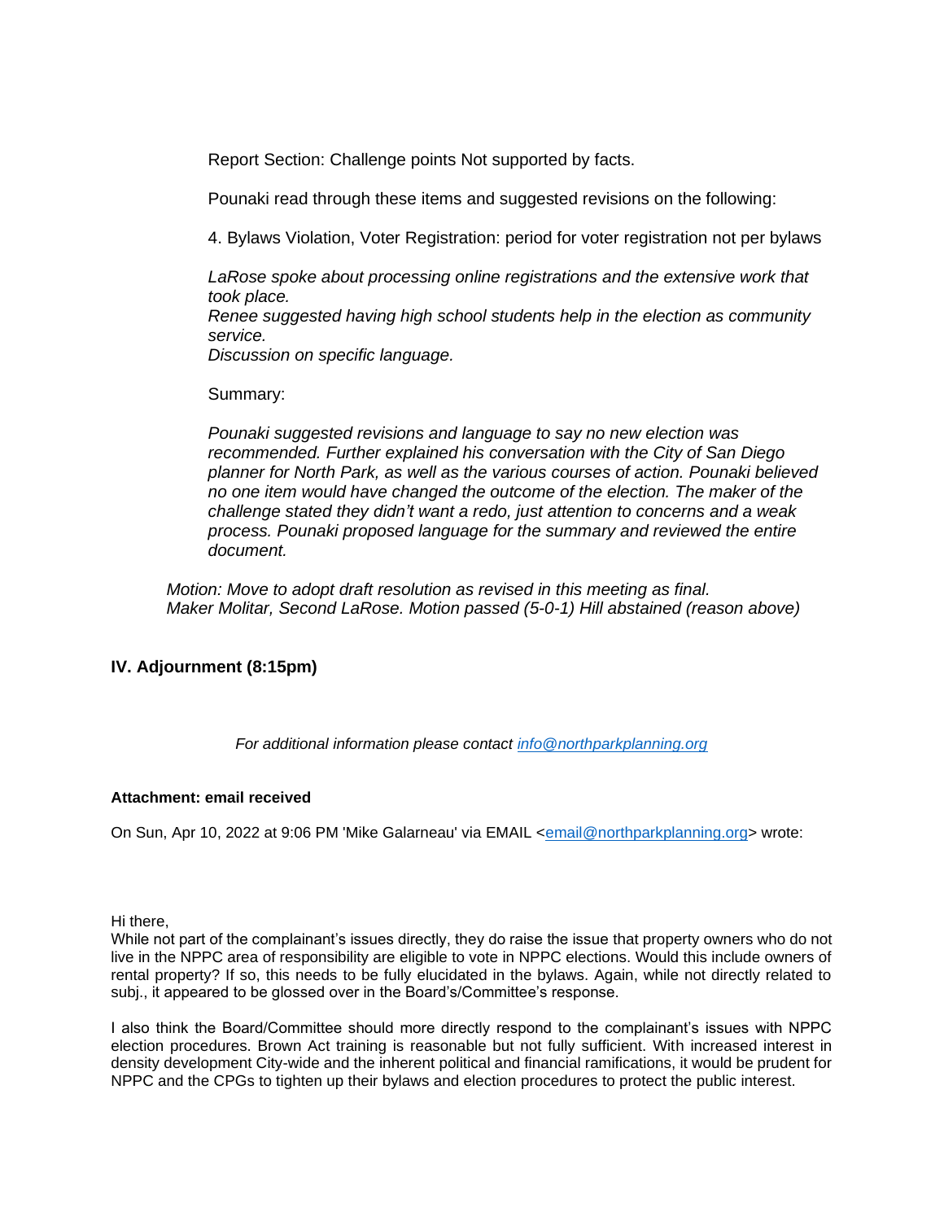Report Section: Challenge points Not supported by facts.

Pounaki read through these items and suggested revisions on the following:

4. Bylaws Violation, Voter Registration: period for voter registration not per bylaws

*LaRose spoke about processing online registrations and the extensive work that took place.*
*Renee suggested having high school students help in the election as community service.*
*Discussion on specific language.*

Summary:

*Pounaki suggested revisions and language to say no new election was recommended. Further explained his conversation with the City of San Diego planner for North Park, as well as the various courses of action. Pounaki believed no one item would have changed the outcome of the election. The maker of the challenge stated they didn't want a redo, just attention to concerns and a weak process. Pounaki proposed language for the summary and reviewed the entire document.*

*Motion: Move to adopt draft resolution as revised in this meeting as final.*
*Maker Molitar, Second LaRose. Motion passed (5-0-1) Hill abstained (reason above)*

### IV. Adjournment (8:15pm)

*For additional information please contact [info@northparkplanning.org](mailto:info@northparkplanning.org)*

**Attachment: email received**

On Sun, Apr 10, 2022 at 9:06 PM 'Mike Galarneau' via EMAIL <[email@northparkplanning.org](mailto:email@northparkplanning.org)> wrote:

Hi there,
While not part of the complainant's issues directly, they do raise the issue that property owners who do not live in the NPPC area of responsibility are eligible to vote in NPPC elections. Would this include owners of rental property? If so, this needs to be fully elucidated in the bylaws. Again, while not directly related to subj., it appeared to be glossed over in the Board's/Committee's response.

I also think the Board/Committee should more directly respond to the complainant's issues with NPPC election procedures. Brown Act training is reasonable but not fully sufficient. With increased interest in density development City-wide and the inherent political and financial ramifications, it would be prudent for NPPC and the CPGs to tighten up their bylaws and election procedures to protect the public interest.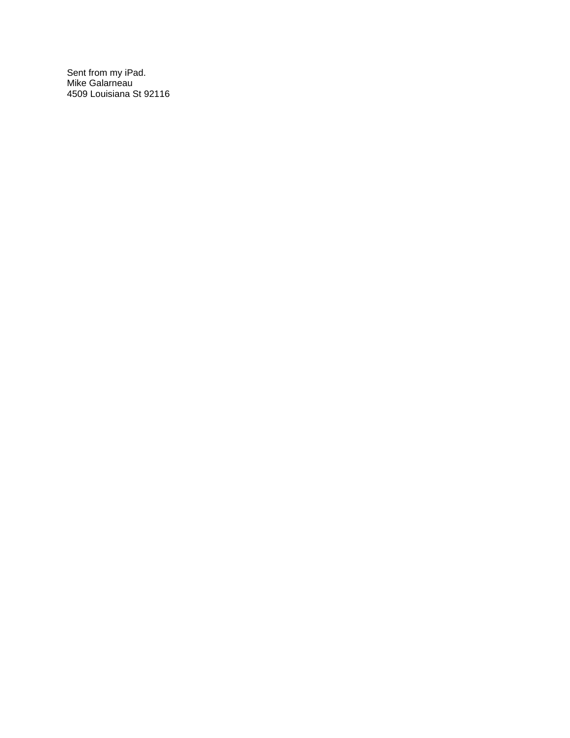Sent from my iPad.
Mike Galarneau
4509 Louisiana St 92116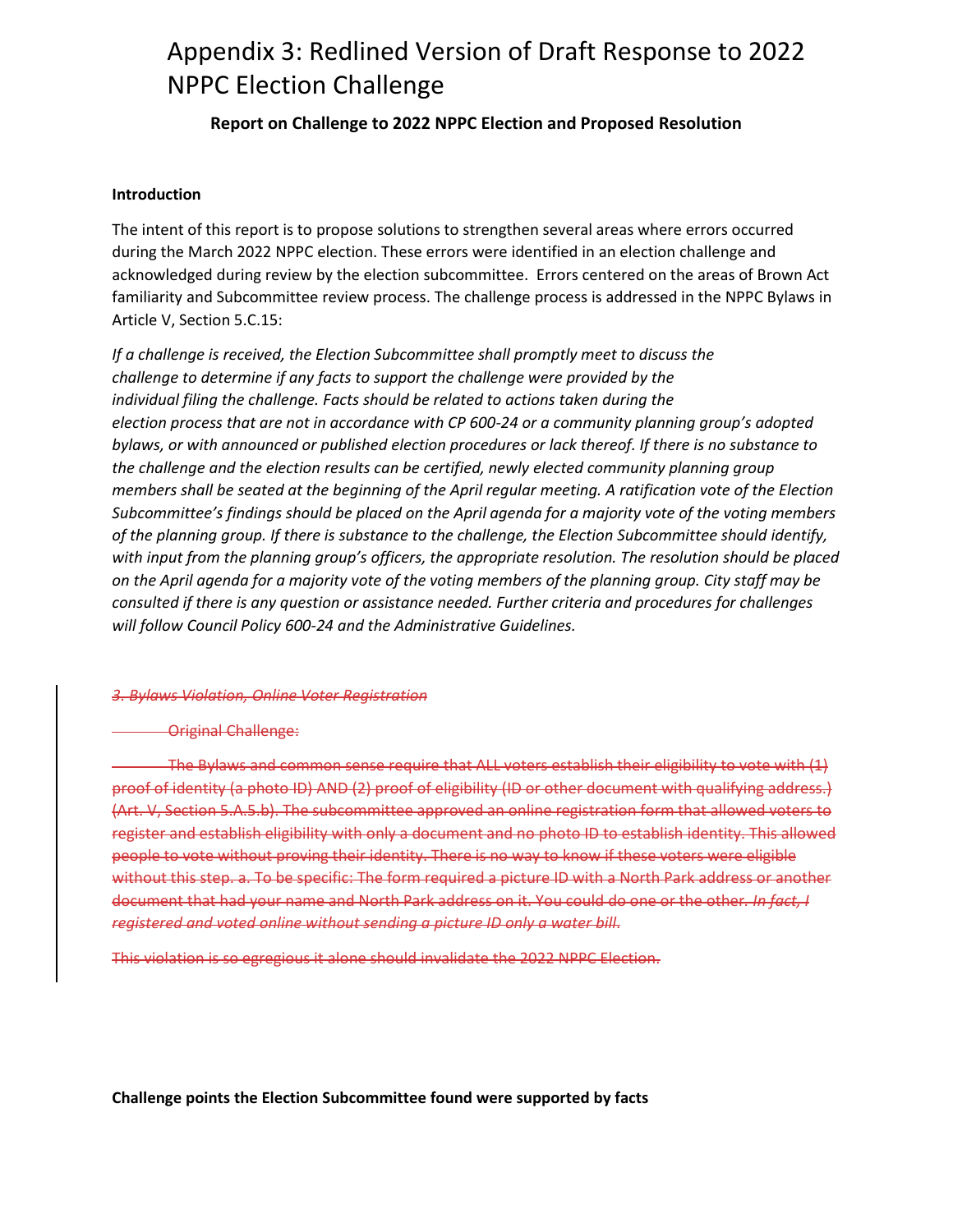# Appendix 3: Redlined Version of Draft Response to 2022 NPPC Election Challenge

**Report on Challenge to 2022 NPPC Election and Proposed Resolution**

**Introduction**

The intent of this report is to propose solutions to strengthen several areas where errors occurred during the March 2022 NPPC election. These errors were identified in an election challenge and acknowledged during review by the election subcommittee. Errors centered on the areas of Brown Act familiarity and Subcommittee review process. The challenge process is addressed in the NPPC Bylaws in Article V, Section 5.C.15:

*If a challenge is received, the Election Subcommittee shall promptly meet to discuss the challenge to determine if any facts to support the challenge were provided by the individual filing the challenge. Facts should be related to actions taken during the election process that are not in accordance with CP 600-24 or a community planning group's adopted bylaws, or with announced or published election procedures or lack thereof. If there is no substance to the challenge and the election results can be certified, newly elected community planning group members shall be seated at the beginning of the April regular meeting. A ratification vote of the Election Subcommittee's findings should be placed on the April agenda for a majority vote of the voting members of the planning group. If there is substance to the challenge, the Election Subcommittee should identify, with input from the planning group's officers, the appropriate resolution. The resolution should be placed on the April agenda for a majority vote of the voting members of the planning group. City staff may be consulted if there is any question or assistance needed. Further criteria and procedures for challenges will follow Council Policy 600-24 and the Administrative Guidelines.*

~~*3. Bylaws Violation, Online Voter Registration*~~

~~Original Challenge:~~

~~The Bylaws and common sense require that ALL voters establish their eligibility to vote with (1) proof of identity (a photo ID) AND (2) proof of eligibility (ID or other document with qualifying address.) (Art. V, Section 5.A.5.b). The subcommittee approved an online registration form that allowed voters to register and establish eligibility with only a document and no photo ID to establish identity. This allowed people to vote without proving their identity. There is no way to know if these voters were eligible without this step. a. To be specific: The form required a picture ID with a North Park address or another document that had your name and North Park address on it. You could do one or the other. *In fact, I registered and voted online without sending a picture ID only a water bill.*~~

~~This violation is so egregious it alone should invalidate the 2022 NPPC Election.~~

**Challenge points the Election Subcommittee found were supported by facts**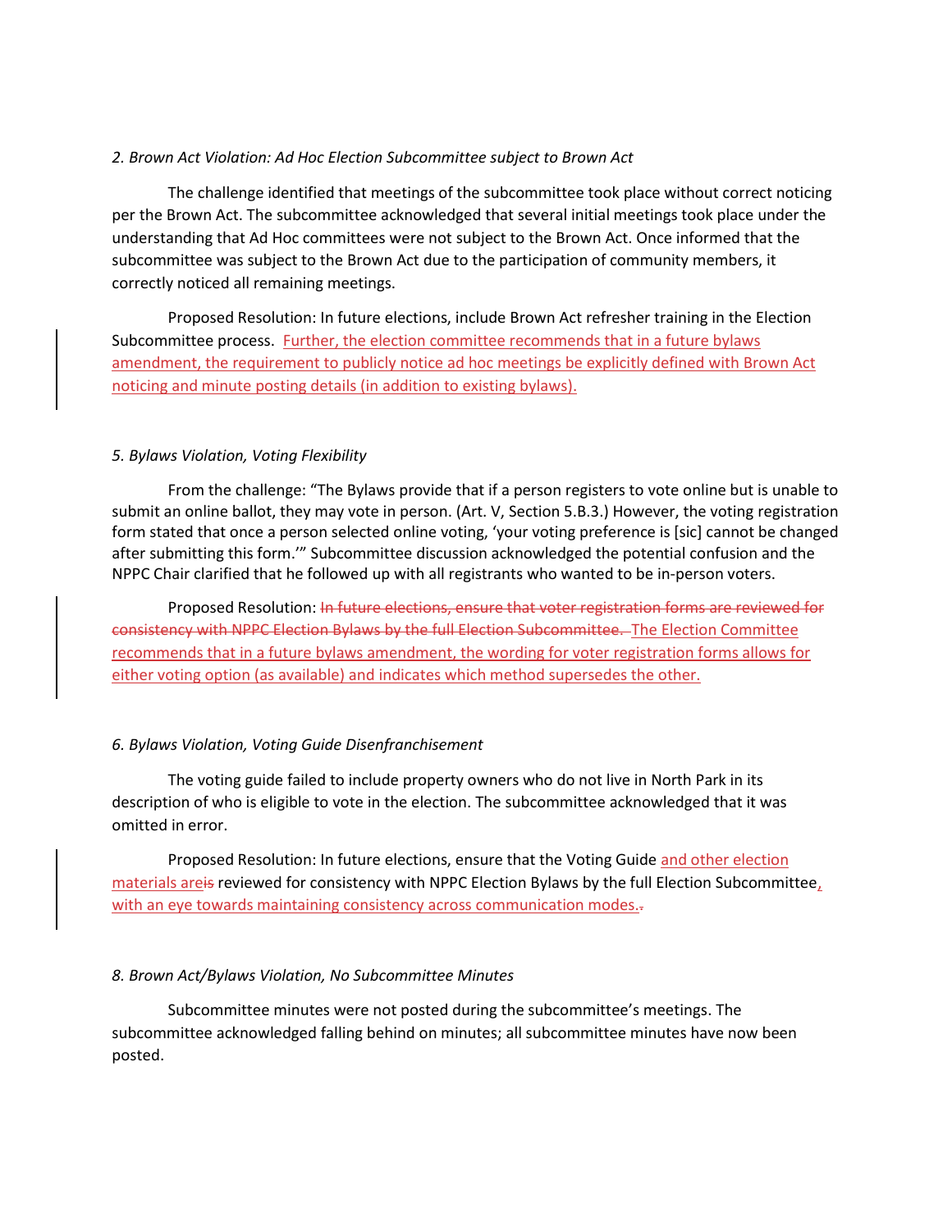*2. Brown Act Violation: Ad Hoc Election Subcommittee subject to Brown Act*

The challenge identified that meetings of the subcommittee took place without correct noticing per the Brown Act. The subcommittee acknowledged that several initial meetings took place under the understanding that Ad Hoc committees were not subject to the Brown Act. Once informed that the subcommittee was subject to the Brown Act due to the participation of community members, it correctly noticed all remaining meetings.

Proposed Resolution: In future elections, include Brown Act refresher training in the Election Subcommittee process. Further, the election committee recommends that in a future bylaws amendment, the requirement to publicly notice ad hoc meetings be explicitly defined with Brown Act noticing and minute posting details (in addition to existing bylaws).

*5. Bylaws Violation, Voting Flexibility*

From the challenge: "The Bylaws provide that if a person registers to vote online but is unable to submit an online ballot, they may vote in person. (Art. V, Section 5.B.3.) However, the voting registration form stated that once a person selected online voting, 'your voting preference is [sic] cannot be changed after submitting this form.'" Subcommittee discussion acknowledged the potential confusion and the NPPC Chair clarified that he followed up with all registrants who wanted to be in-person voters.

Proposed Resolution: ~~In future elections, ensure that voter registration forms are reviewed for consistency with NPPC Election Bylaws by the full Election Subcommittee.~~ The Election Committee recommends that in a future bylaws amendment, the wording for voter registration forms allows for either voting option (as available) and indicates which method supersedes the other.

*6. Bylaws Violation, Voting Guide Disenfranchisement*

The voting guide failed to include property owners who do not live in North Park in its description of who is eligible to vote in the election. The subcommittee acknowledged that it was omitted in error.

Proposed Resolution: In future elections, ensure that the Voting Guide and other election materials are~~is~~ reviewed for consistency with NPPC Election Bylaws by the full Election Subcommittee, with an eye towards maintaining consistency across communication modes.~~.~~

*8. Brown Act/Bylaws Violation, No Subcommittee Minutes*

Subcommittee minutes were not posted during the subcommittee's meetings. The subcommittee acknowledged falling behind on minutes; all subcommittee minutes have now been posted.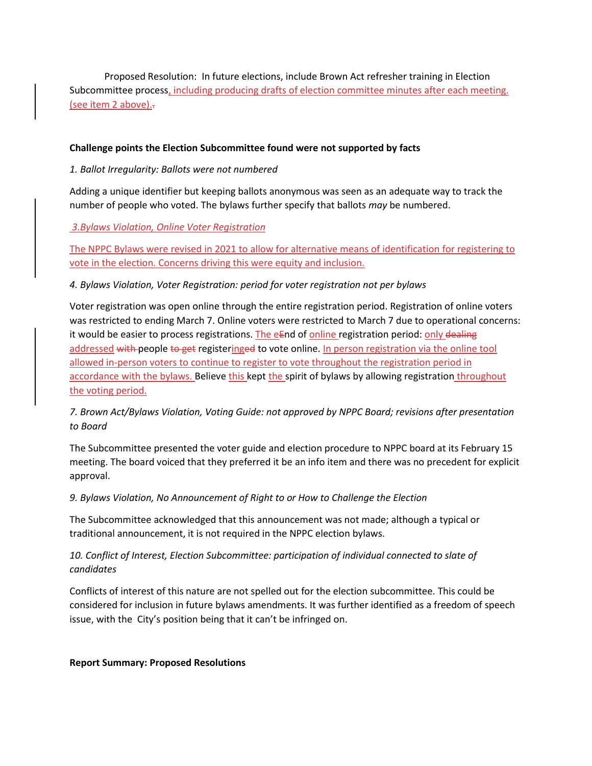Proposed Resolution: In future elections, include Brown Act refresher training in Election Subcommittee process, including producing drafts of election committee minutes after each meeting. (see item 2 above).~~.~~

**Challenge points the Election Subcommittee found were not supported by facts**

*1. Ballot Irregularity: Ballots were not numbered*

Adding a unique identifier but keeping ballots anonymous was seen as an adequate way to track the number of people who voted. The bylaws further specify that ballots *may* be numbered.

*3.Bylaws Violation, Online Voter Registration*

The NPPC Bylaws were revised in 2021 to allow for alternative means of identification for registering to vote in the election. Concerns driving this were equity and inclusion.

*4. Bylaws Violation, Voter Registration: period for voter registration not per bylaws*

Voter registration was open online through the entire registration period. Registration of online voters was restricted to ending March 7. Online voters were restricted to March 7 due to operational concerns: it would be easier to process registrations. The e~~E~~nd of online registration period: only ~~dealing~~ addressed ~~with~~ people ~~to get~~ registering~~ed~~ to vote online. In person registration via the online tool allowed in-person voters to continue to register to vote throughout the registration period in accordance with the bylaws. Believe this kept the spirit of bylaws by allowing registration throughout the voting period.

*7. Brown Act/Bylaws Violation, Voting Guide: not approved by NPPC Board; revisions after presentation to Board*

The Subcommittee presented the voter guide and election procedure to NPPC board at its February 15 meeting. The board voiced that they preferred it be an info item and there was no precedent for explicit approval.

*9. Bylaws Violation, No Announcement of Right to or How to Challenge the Election*

The Subcommittee acknowledged that this announcement was not made; although a typical or traditional announcement, it is not required in the NPPC election bylaws.

*10. Conflict of Interest, Election Subcommittee: participation of individual connected to slate of candidates*

Conflicts of interest of this nature are not spelled out for the election subcommittee. This could be considered for inclusion in future bylaws amendments. It was further identified as a freedom of speech issue, with the City's position being that it can't be infringed on.

**Report Summary: Proposed Resolutions**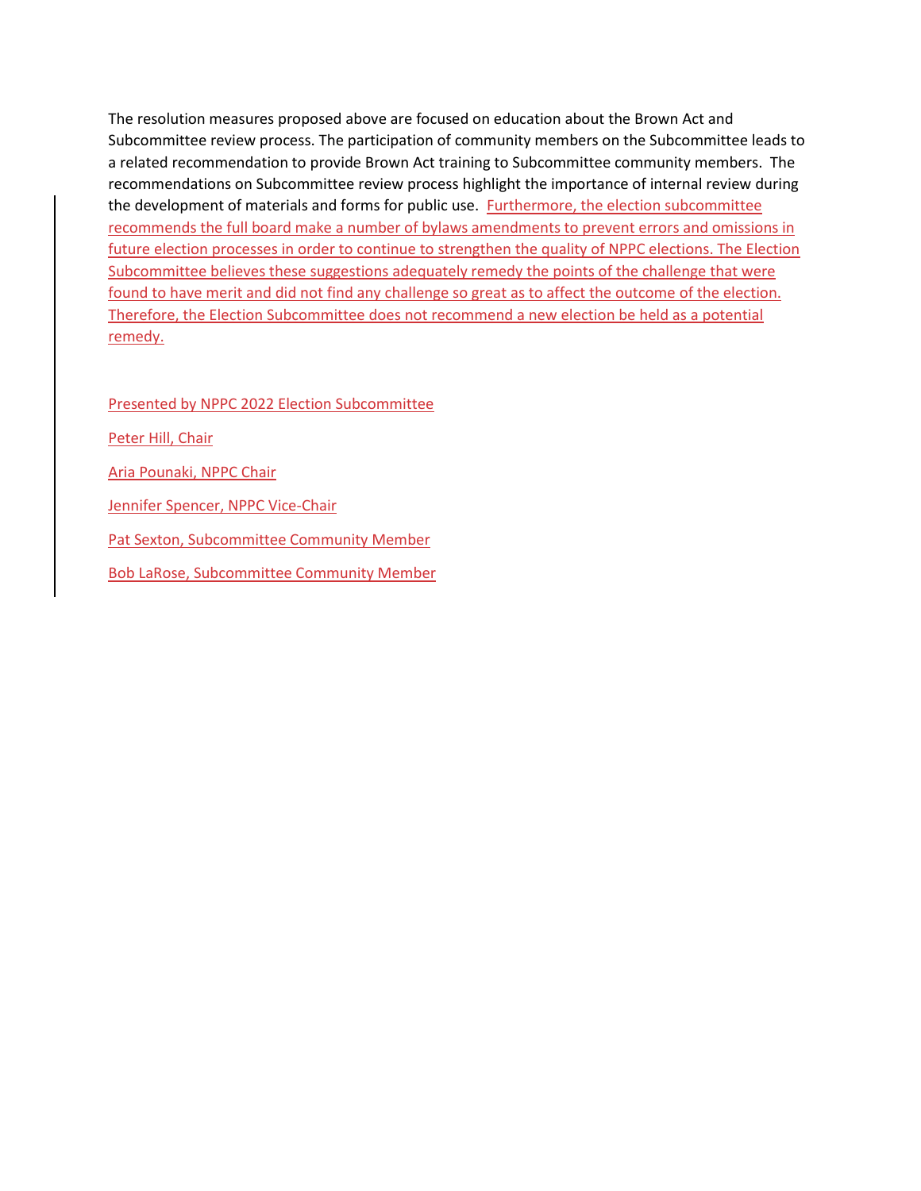The resolution measures proposed above are focused on education about the Brown Act and Subcommittee review process. The participation of community members on the Subcommittee leads to a related recommendation to provide Brown Act training to Subcommittee community members. The recommendations on Subcommittee review process highlight the importance of internal review during the development of materials and forms for public use. Furthermore, the election subcommittee recommends the full board make a number of bylaws amendments to prevent errors and omissions in future election processes in order to continue to strengthen the quality of NPPC elections. The Election Subcommittee believes these suggestions adequately remedy the points of the challenge that were found to have merit and did not find any challenge so great as to affect the outcome of the election. Therefore, the Election Subcommittee does not recommend a new election be held as a potential remedy.

Presented by NPPC 2022 Election Subcommittee

Peter Hill, Chair

Aria Pounaki, NPPC Chair

Jennifer Spencer, NPPC Vice-Chair

Pat Sexton, Subcommittee Community Member

Bob LaRose, Subcommittee Community Member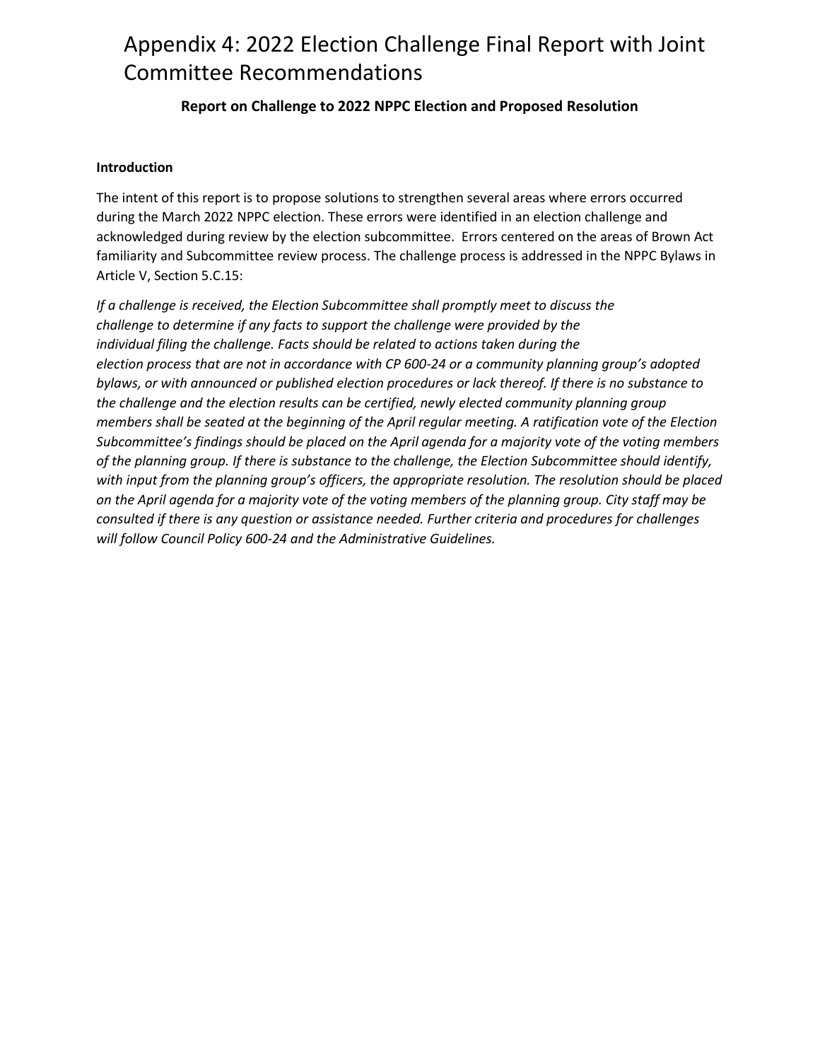# Appendix 4: 2022 Election Challenge Final Report with Joint Committee Recommendations

**Report on Challenge to 2022 NPPC Election and Proposed Resolution**

**Introduction**

The intent of this report is to propose solutions to strengthen several areas where errors occurred during the March 2022 NPPC election. These errors were identified in an election challenge and acknowledged during review by the election subcommittee. Errors centered on the areas of Brown Act familiarity and Subcommittee review process. The challenge process is addressed in the NPPC Bylaws in Article V, Section 5.C.15:

*If a challenge is received, the Election Subcommittee shall promptly meet to discuss the challenge to determine if any facts to support the challenge were provided by the individual filing the challenge. Facts should be related to actions taken during the election process that are not in accordance with CP 600-24 or a community planning group's adopted bylaws, or with announced or published election procedures or lack thereof. If there is no substance to the challenge and the election results can be certified, newly elected community planning group members shall be seated at the beginning of the April regular meeting. A ratification vote of the Election Subcommittee's findings should be placed on the April agenda for a majority vote of the voting members of the planning group. If there is substance to the challenge, the Election Subcommittee should identify, with input from the planning group's officers, the appropriate resolution. The resolution should be placed on the April agenda for a majority vote of the voting members of the planning group. City staff may be consulted if there is any question or assistance needed. Further criteria and procedures for challenges will follow Council Policy 600-24 and the Administrative Guidelines.*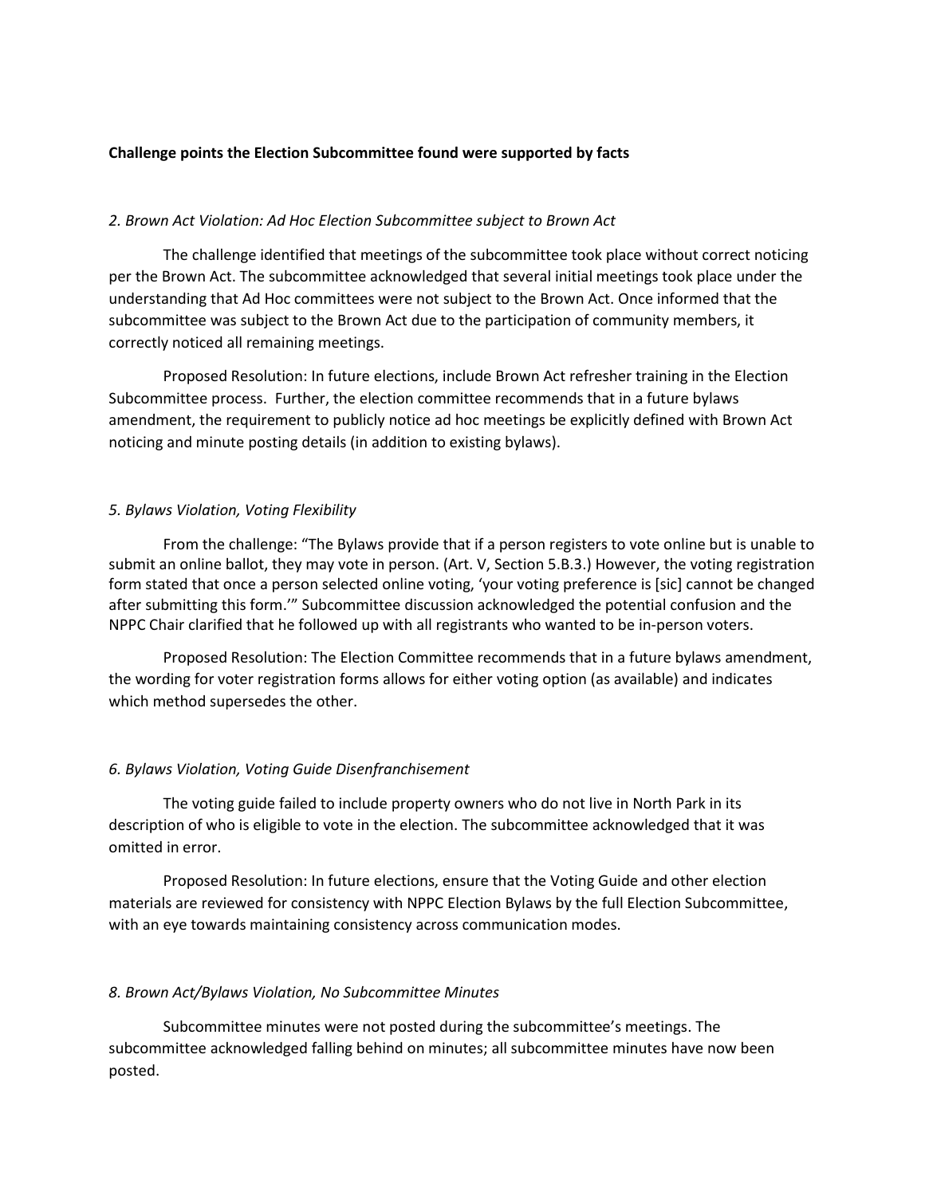**Challenge points the Election Subcommittee found were supported by facts**

*2. Brown Act Violation: Ad Hoc Election Subcommittee subject to Brown Act*

The challenge identified that meetings of the subcommittee took place without correct noticing per the Brown Act. The subcommittee acknowledged that several initial meetings took place under the understanding that Ad Hoc committees were not subject to the Brown Act. Once informed that the subcommittee was subject to the Brown Act due to the participation of community members, it correctly noticed all remaining meetings.

Proposed Resolution: In future elections, include Brown Act refresher training in the Election Subcommittee process. Further, the election committee recommends that in a future bylaws amendment, the requirement to publicly notice ad hoc meetings be explicitly defined with Brown Act noticing and minute posting details (in addition to existing bylaws).

*5. Bylaws Violation, Voting Flexibility*

From the challenge: "The Bylaws provide that if a person registers to vote online but is unable to submit an online ballot, they may vote in person. (Art. V, Section 5.B.3.) However, the voting registration form stated that once a person selected online voting, 'your voting preference is [sic] cannot be changed after submitting this form.'" Subcommittee discussion acknowledged the potential confusion and the NPPC Chair clarified that he followed up with all registrants who wanted to be in-person voters.

Proposed Resolution: The Election Committee recommends that in a future bylaws amendment, the wording for voter registration forms allows for either voting option (as available) and indicates which method supersedes the other.

*6. Bylaws Violation, Voting Guide Disenfranchisement*

The voting guide failed to include property owners who do not live in North Park in its description of who is eligible to vote in the election. The subcommittee acknowledged that it was omitted in error.

Proposed Resolution: In future elections, ensure that the Voting Guide and other election materials are reviewed for consistency with NPPC Election Bylaws by the full Election Subcommittee, with an eye towards maintaining consistency across communication modes.

*8. Brown Act/Bylaws Violation, No Subcommittee Minutes*

Subcommittee minutes were not posted during the subcommittee's meetings. The subcommittee acknowledged falling behind on minutes; all subcommittee minutes have now been posted.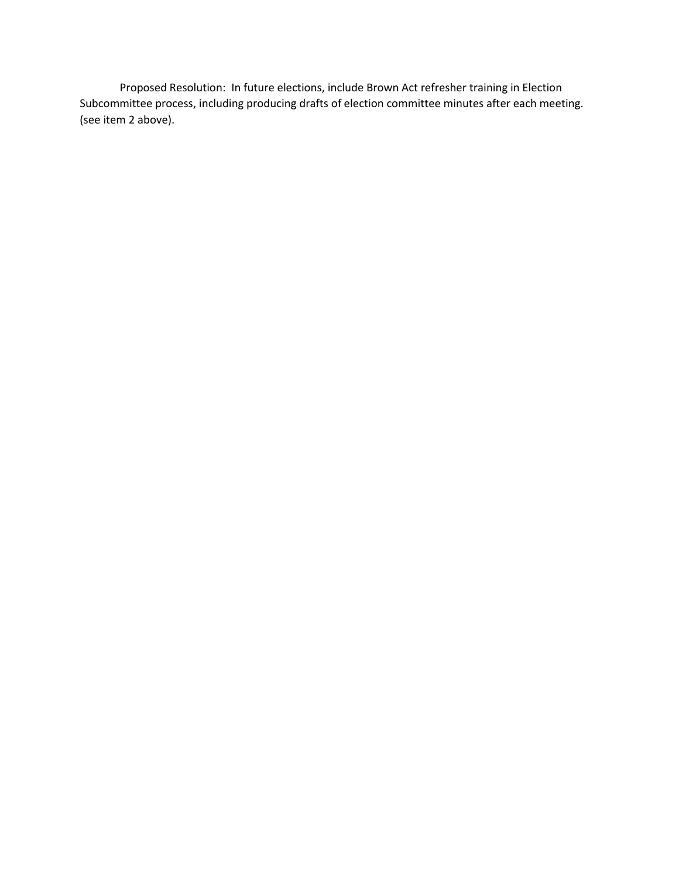Proposed Resolution: In future elections, include Brown Act refresher training in Election Subcommittee process, including producing drafts of election committee minutes after each meeting. (see item 2 above).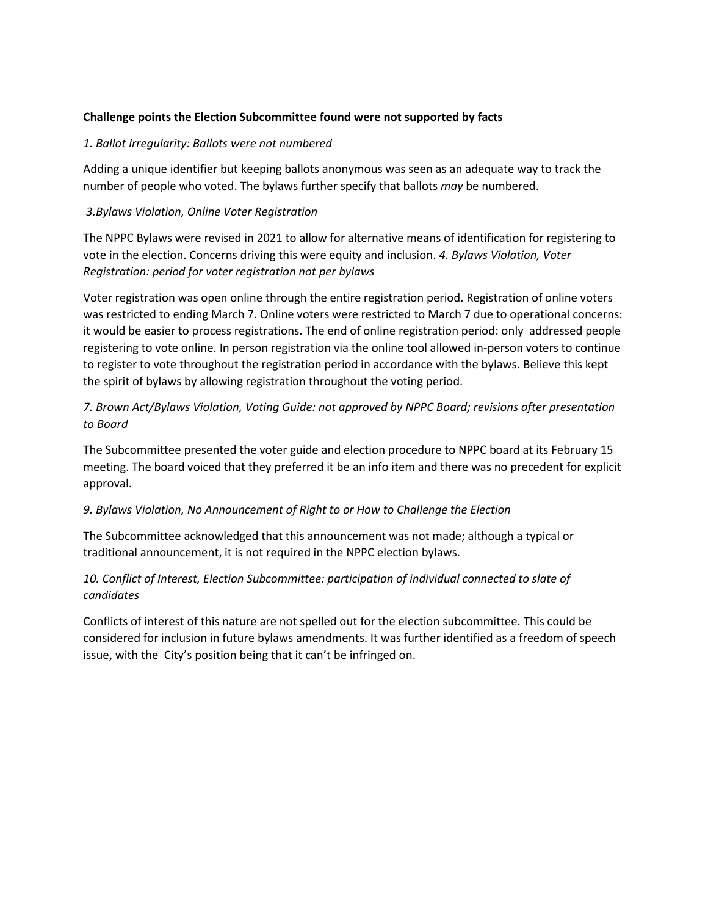**Challenge points the Election Subcommittee found were not supported by facts**

*1. Ballot Irregularity: Ballots were not numbered*

Adding a unique identifier but keeping ballots anonymous was seen as an adequate way to track the number of people who voted. The bylaws further specify that ballots *may* be numbered.

*3.Bylaws Violation, Online Voter Registration*

The NPPC Bylaws were revised in 2021 to allow for alternative means of identification for registering to vote in the election. Concerns driving this were equity and inclusion. *4. Bylaws Violation, Voter Registration: period for voter registration not per bylaws*

Voter registration was open online through the entire registration period. Registration of online voters was restricted to ending March 7. Online voters were restricted to March 7 due to operational concerns: it would be easier to process registrations. The end of online registration period: only addressed people registering to vote online. In person registration via the online tool allowed in-person voters to continue to register to vote throughout the registration period in accordance with the bylaws. Believe this kept the spirit of bylaws by allowing registration throughout the voting period.

*7. Brown Act/Bylaws Violation, Voting Guide: not approved by NPPC Board; revisions after presentation to Board*

The Subcommittee presented the voter guide and election procedure to NPPC board at its February 15 meeting. The board voiced that they preferred it be an info item and there was no precedent for explicit approval.

*9. Bylaws Violation, No Announcement of Right to or How to Challenge the Election*

The Subcommittee acknowledged that this announcement was not made; although a typical or traditional announcement, it is not required in the NPPC election bylaws.

*10. Conflict of Interest, Election Subcommittee: participation of individual connected to slate of candidates*

Conflicts of interest of this nature are not spelled out for the election subcommittee. This could be considered for inclusion in future bylaws amendments. It was further identified as a freedom of speech issue, with the City's position being that it can't be infringed on.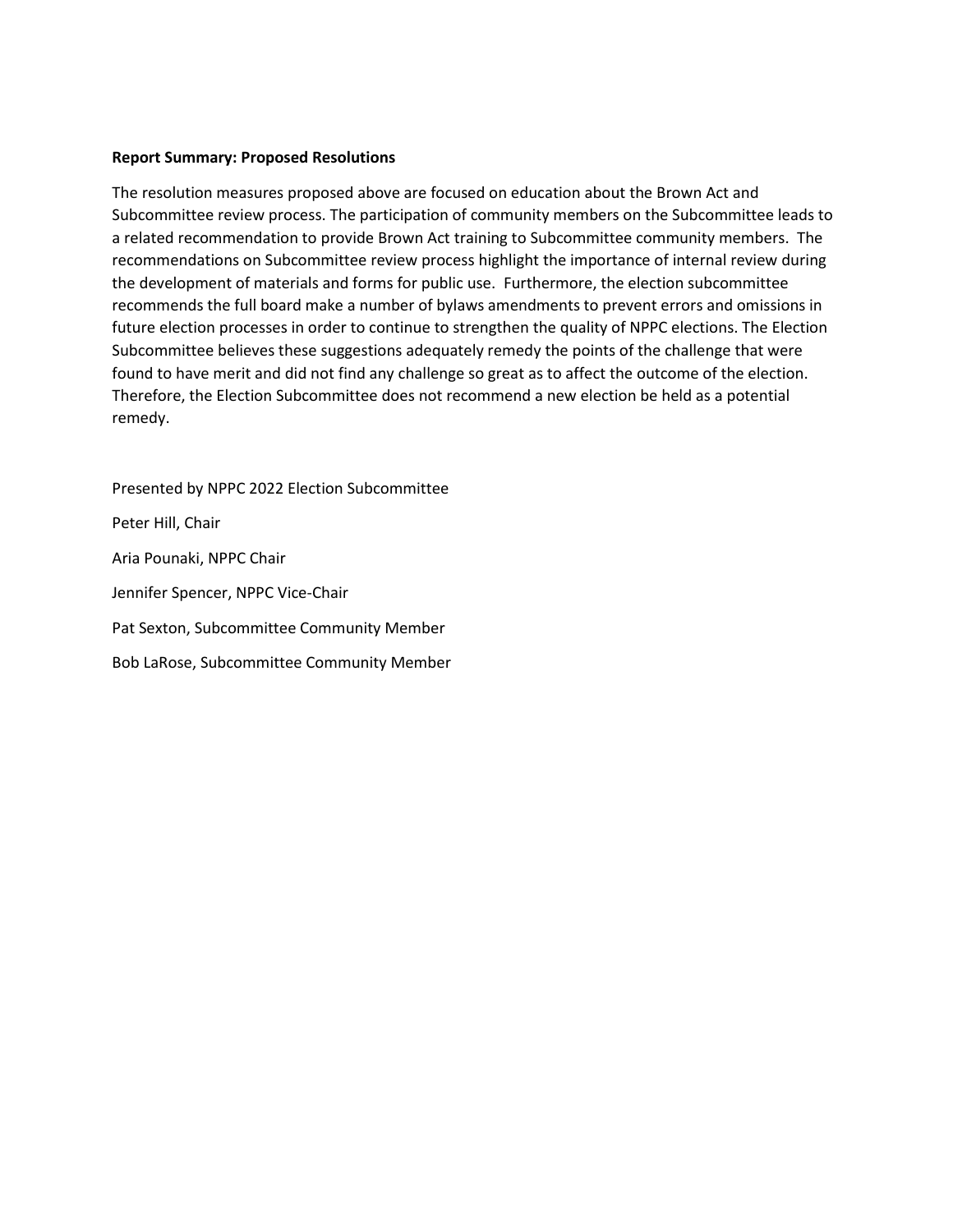**Report Summary: Proposed Resolutions**

The resolution measures proposed above are focused on education about the Brown Act and Subcommittee review process. The participation of community members on the Subcommittee leads to a related recommendation to provide Brown Act training to Subcommittee community members. The recommendations on Subcommittee review process highlight the importance of internal review during the development of materials and forms for public use. Furthermore, the election subcommittee recommends the full board make a number of bylaws amendments to prevent errors and omissions in future election processes in order to continue to strengthen the quality of NPPC elections. The Election Subcommittee believes these suggestions adequately remedy the points of the challenge that were found to have merit and did not find any challenge so great as to affect the outcome of the election. Therefore, the Election Subcommittee does not recommend a new election be held as a potential remedy.

Presented by NPPC 2022 Election Subcommittee

Peter Hill, Chair

Aria Pounaki, NPPC Chair

Jennifer Spencer, NPPC Vice-Chair

Pat Sexton, Subcommittee Community Member

Bob LaRose, Subcommittee Community Member